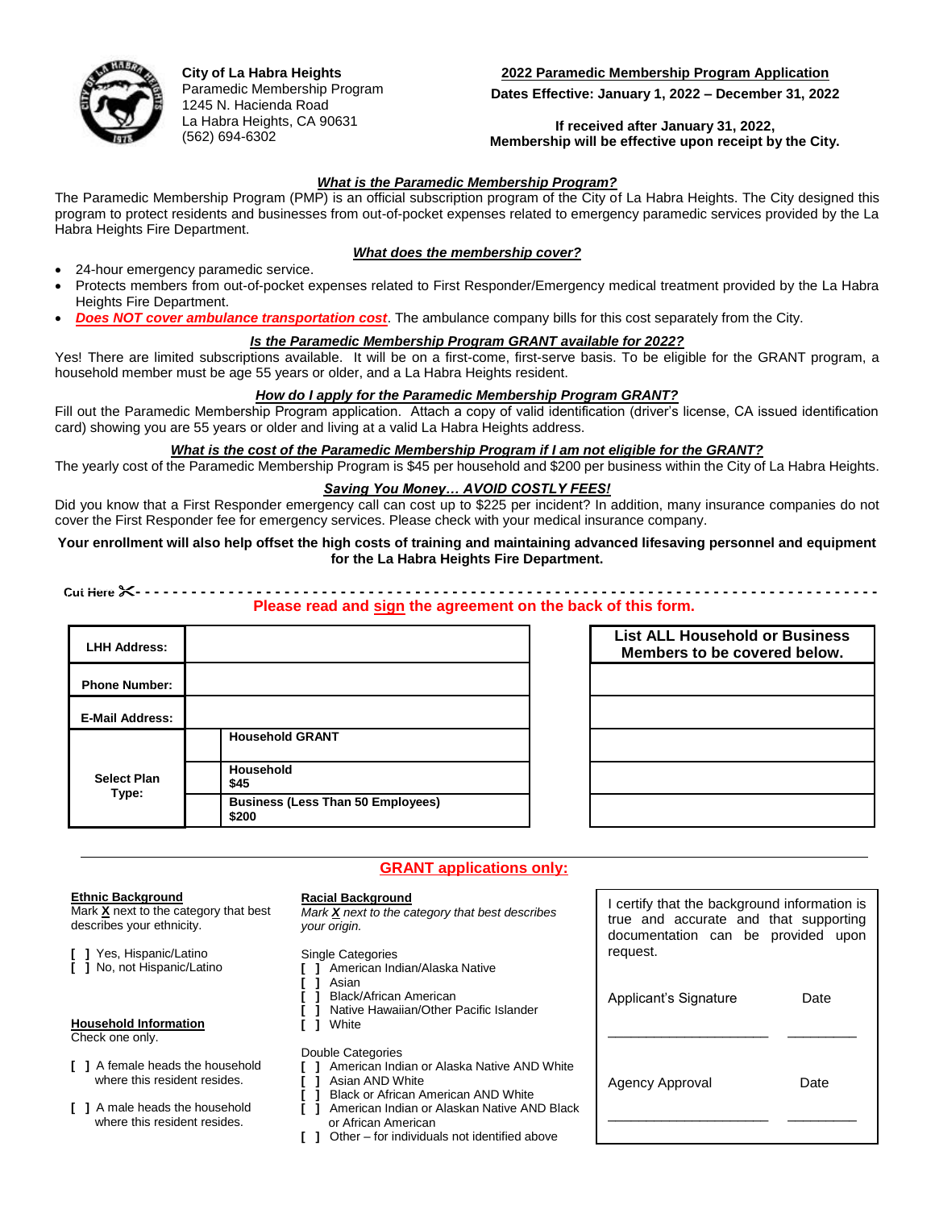**City of La Habra Heights**
Paramedic Membership Program
1245 N. Hacienda Road
La Habra Heights, CA 90631
(562) 694-6302

**2022 Paramedic Membership Program Application**

**Dates Effective: January 1, 2022 – December 31, 2022**

**If received after January 31, 2022, Membership will be effective upon receipt by the City.**

## *What is the Paramedic Membership Program?*

The Paramedic Membership Program (PMP) is an official subscription program of the City of La Habra Heights. The City designed this program to protect residents and businesses from out-of-pocket expenses related to emergency paramedic services provided by the La Habra Heights Fire Department.

## *What does the membership cover?*

- 24-hour emergency paramedic service.
- Protects members from out-of-pocket expenses related to First Responder/Emergency medical treatment provided by the La Habra Heights Fire Department.
- ***Does NOT cover ambulance transportation cost***. The ambulance company bills for this cost separately from the City.

## *Is the Paramedic Membership Program GRANT available for 2022?*

Yes! There are limited subscriptions available. It will be on a first-come, first-serve basis. To be eligible for the GRANT program, a household member must be age 55 years or older, and a La Habra Heights resident.

## *How do I apply for the Paramedic Membership Program GRANT?*

Fill out the Paramedic Membership Program application. Attach a copy of valid identification (driver's license, CA issued identification card) showing you are 55 years or older and living at a valid La Habra Heights address.

## *What is the cost of the Paramedic Membership Program if I am not eligible for the GRANT?*

The yearly cost of the Paramedic Membership Program is $45 per household and $200 per business within the City of La Habra Heights.

## *Saving You Money… AVOID COSTLY FEES!*

Did you know that a First Responder emergency call can cost up to $225 per incident? In addition, many insurance companies do not cover the First Responder fee for emergency services. Please check with your medical insurance company.

**Your enrollment will also help offset the high costs of training and maintaining advanced lifesaving personnel and equipment for the La Habra Heights Fire Department.**

Cut Here ✂- - - - - - - - - - - - - - - - - - - - - - - - - - - - - - - - - - - - - - - - -

**Please read and sign the agreement on the back of this form.**

| | | |
|---|---|---|
| **LHH Address:** | | |
| **Phone Number:** | | |
| **E-Mail Address:** | | |
| **Select Plan Type:** | | **Household GRANT** |
| | | **Household** **$45** |
| | | **Business (Less Than 50 Employees)** **$200** |

| **List ALL Household or Business Members to be covered below.** |
|---|
| |
| |
| |
| |
| |

## GRANT applications only:

**Ethnic Background**
Mark **X** next to the category that best describes your ethnicity.

[ ] Yes, Hispanic/Latino
[ ] No, not Hispanic/Latino

**Household Information**
Check one only.

[ ] A female heads the household where this resident resides.

[ ] A male heads the household where this resident resides.

**Racial Background**
*Mark **X** next to the category that best describes your origin.*

Single Categories
[ ] American Indian/Alaska Native
[ ] Asian
[ ] Black/African American
[ ] Native Hawaiian/Other Pacific Islander
[ ] White

Double Categories
[ ] American Indian or Alaska Native AND White
[ ] Asian AND White
[ ] Black or African American AND White
[ ] American Indian or Alaskan Native AND Black or African American
[ ] Other – for individuals not identified above

I certify that the background information is true and accurate and that supporting documentation can be provided upon request.

Applicant's Signature \_\_\_\_\_\_\_\_\_\_\_\_\_\_\_\_\_\_\_\_ Date \_\_\_\_\_\_\_\_\_\_

Agency Approval \_\_\_\_\_\_\_\_\_\_\_\_\_\_\_\_\_\_\_\_ Date \_\_\_\_\_\_\_\_\_\_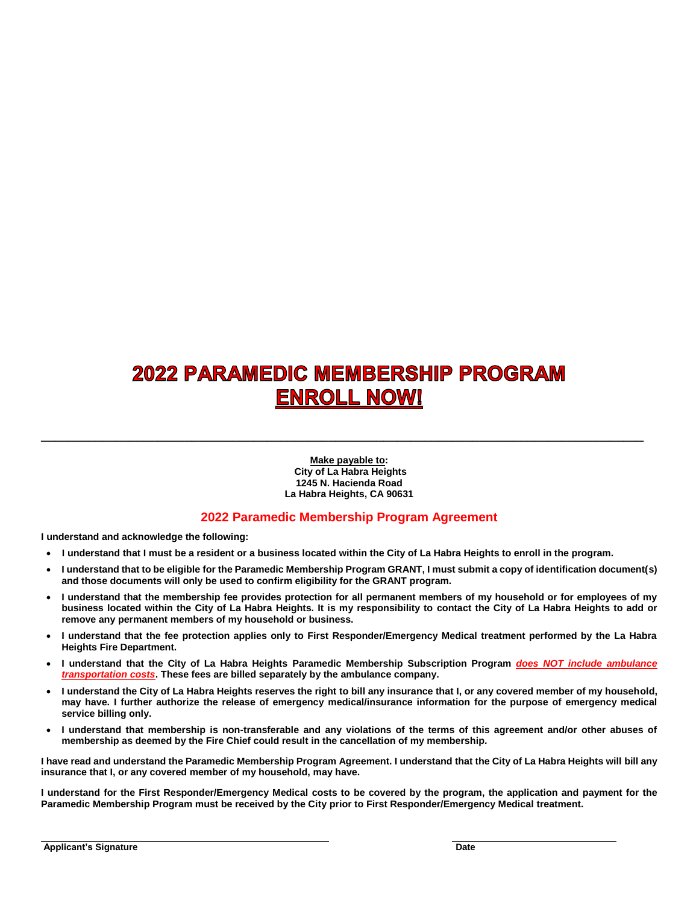# 2022 PARAMEDIC MEMBERSHIP PROGRAM

# ENROLL NOW!

---

**Make payable to:**
**City of La Habra Heights**
**1245 N. Hacienda Road**
**La Habra Heights, CA 90631**

## 2022 Paramedic Membership Program Agreement

**I understand and acknowledge the following:**

- **I understand that I must be a resident or a business located within the City of La Habra Heights to enroll in the program.**
- **I understand that to be eligible for the Paramedic Membership Program GRANT, I must submit a copy of identification document(s) and those documents will only be used to confirm eligibility for the GRANT program.**
- **I understand that the membership fee provides protection for all permanent members of my household or for employees of my business located within the City of La Habra Heights. It is my responsibility to contact the City of La Habra Heights to add or remove any permanent members of my household or business.**
- **I understand that the fee protection applies only to First Responder/Emergency Medical treatment performed by the La Habra Heights Fire Department.**
- **I understand that the City of La Habra Heights Paramedic Membership Subscription Program *does NOT include ambulance transportation costs*. These fees are billed separately by the ambulance company.**
- **I understand the City of La Habra Heights reserves the right to bill any insurance that I, or any covered member of my household, may have. I further authorize the release of emergency medical/insurance information for the purpose of emergency medical service billing only.**
- **I understand that membership is non-transferable and any violations of the terms of this agreement and/or other abuses of membership as deemed by the Fire Chief could result in the cancellation of my membership.**

**I have read and understand the Paramedic Membership Program Agreement. I understand that the City of La Habra Heights will bill any insurance that I, or any covered member of my household, may have.**

**I understand for the First Responder/Emergency Medical costs to be covered by the program, the application and payment for the Paramedic Membership Program must be received by the City prior to First Responder/Emergency Medical treatment.**

**Applicant's Signature** ______________________ **Date** ______________